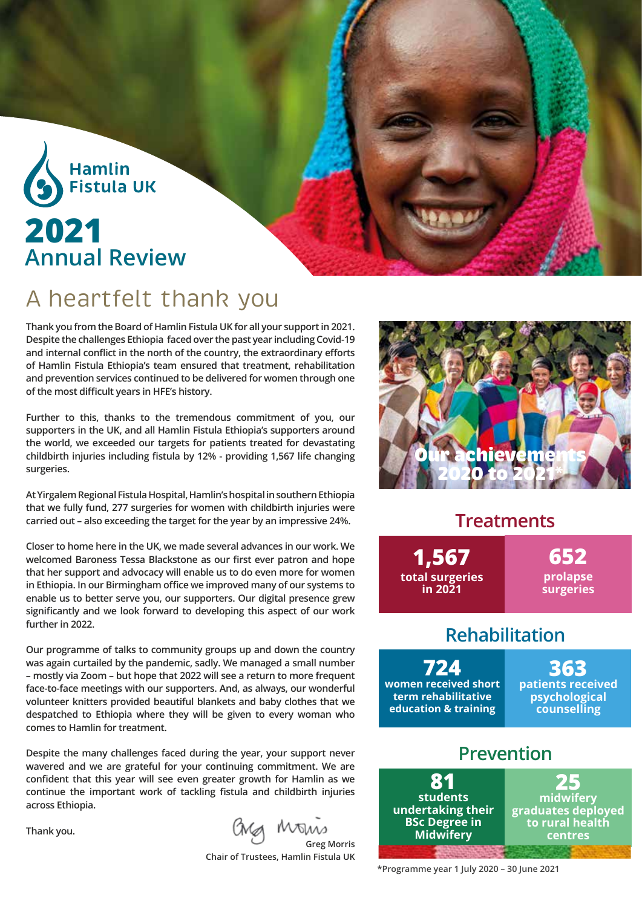Hamlin Fistula UK

# 2021 Annual Review

## A heartfelt thank you

Thank you from the Board of Hamlin Fistula UK for all your support in 2021. Despite the challenges Ethiopia faced over the past year including Covid-19 and internal conflict in the north of the country, the extraordinary efforts of Hamlin Fistula Ethiopia's team ensured that treatment, rehabilitation and prevention services continued to be delivered for women through one of the most difficult years in HFE's history.

Further to this, thanks to the tremendous commitment of you, our supporters in the UK, and all Hamlin Fistula Ethiopia's supporters around the world, we exceeded our targets for patients treated for devastating childbirth injuries including fistula by 12% - providing 1,567 life changing surgeries.

At Yirgalem Regional Fistula Hospital, Hamlin's hospital in southern Ethiopia that we fully fund, 277 surgeries for women with childbirth injuries were carried out – also exceeding the target for the year by an impressive 24%.

Closer to home here in the UK, we made several advances in our work. We welcomed Baroness Tessa Blackstone as our first ever patron and hope that her support and advocacy will enable us to do even more for women in Ethiopia. In our Birmingham office we improved many of our systems to enable us to better serve you, our supporters. Our digital presence grew significantly and we look forward to developing this aspect of our work further in 2022.

Our programme of talks to community groups up and down the country was again curtailed by the pandemic, sadly. We managed a small number – mostly via Zoom – but hope that 2022 will see a return to more frequent face-to-face meetings with our supporters. And, as always, our wonderful volunteer knitters provided beautiful blankets and baby clothes that we despatched to Ethiopia where they will be given to every woman who comes to Hamlin for treatment.

Despite the many challenges faced during the year, your support never wavered and we are grateful for your continuing commitment. We are confident that this year will see even greater growth for Hamlin as we continue the important work of tackling fistula and childbirth injuries across Ethiopia.

Thank you.

Greg Morris
Chair of Trustees, Hamlin Fistula UK

## Our achievements 2020 to 2021*

### Treatments

**1,567** total surgeries in 2021

**652** prolapse surgeries

### Rehabilitation

**724** women received short term rehabilitative education & training

**363** patients received psychological counselling

### Prevention

**81** students undertaking their BSc Degree in Midwifery

**25** midwifery graduates deployed to rural health centres

*Programme year 1 July 2020 – 30 June 2021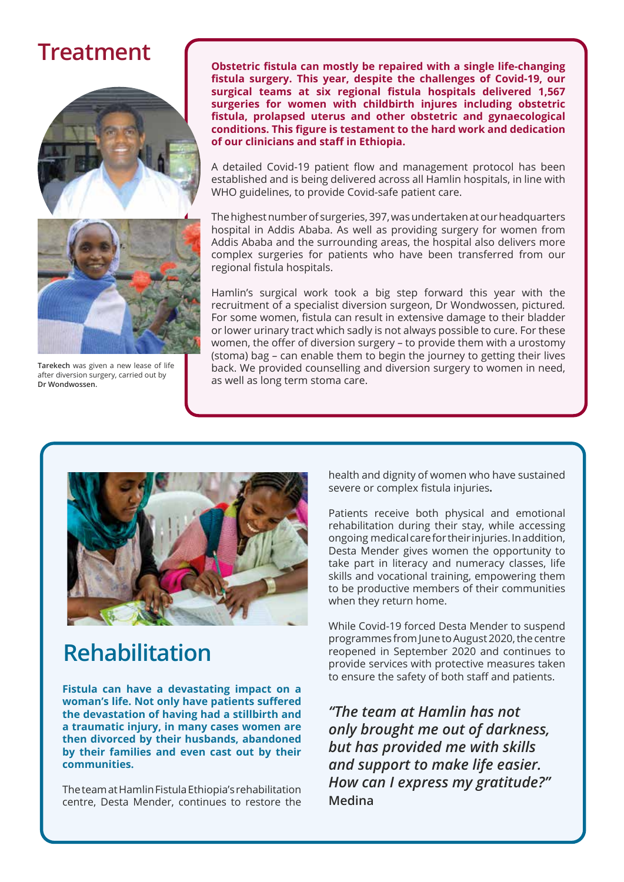# Treatment

**Tarekech** was given a new lease of life after diversion surgery, carried out by **Dr Wondwossen.**

**Obstetric fistula can mostly be repaired with a single life-changing fistula surgery. This year, despite the challenges of Covid-19, our surgical teams at six regional fistula hospitals delivered 1,567 surgeries for women with childbirth injures including obstetric fistula, prolapsed uterus and other obstetric and gynaecological conditions. This figure is testament to the hard work and dedication of our clinicians and staff in Ethiopia.**

A detailed Covid-19 patient flow and management protocol has been established and is being delivered across all Hamlin hospitals, in line with WHO guidelines, to provide Covid-safe patient care.

The highest number of surgeries, 397, was undertaken at our headquarters hospital in Addis Ababa. As well as providing surgery for women from Addis Ababa and the surrounding areas, the hospital also delivers more complex surgeries for patients who have been transferred from our regional fistula hospitals.

Hamlin's surgical work took a big step forward this year with the recruitment of a specialist diversion surgeon, Dr Wondwossen, pictured. For some women, fistula can result in extensive damage to their bladder or lower urinary tract which sadly is not always possible to cure. For these women, the offer of diversion surgery – to provide them with a urostomy (stoma) bag – can enable them to begin the journey to getting their lives back. We provided counselling and diversion surgery to women in need, as well as long term stoma care.

# Rehabilitation

**Fistula can have a devastating impact on a woman's life. Not only have patients suffered the devastation of having had a stillbirth and a traumatic injury, in many cases women are then divorced by their husbands, abandoned by their families and even cast out by their communities.**

The team at Hamlin Fistula Ethiopia's rehabilitation centre, Desta Mender, continues to restore the health and dignity of women who have sustained severe or complex fistula injuries.

Patients receive both physical and emotional rehabilitation during their stay, while accessing ongoing medical care for their injuries. In addition, Desta Mender gives women the opportunity to take part in literacy and numeracy classes, life skills and vocational training, empowering them to be productive members of their communities when they return home.

While Covid-19 forced Desta Mender to suspend programmes from June to August 2020, the centre reopened in September 2020 and continues to provide services with protective measures taken to ensure the safety of both staff and patients.

*"The team at Hamlin has not only brought me out of darkness, but has provided me with skills and support to make life easier. How can I express my gratitude?"*
**Medina**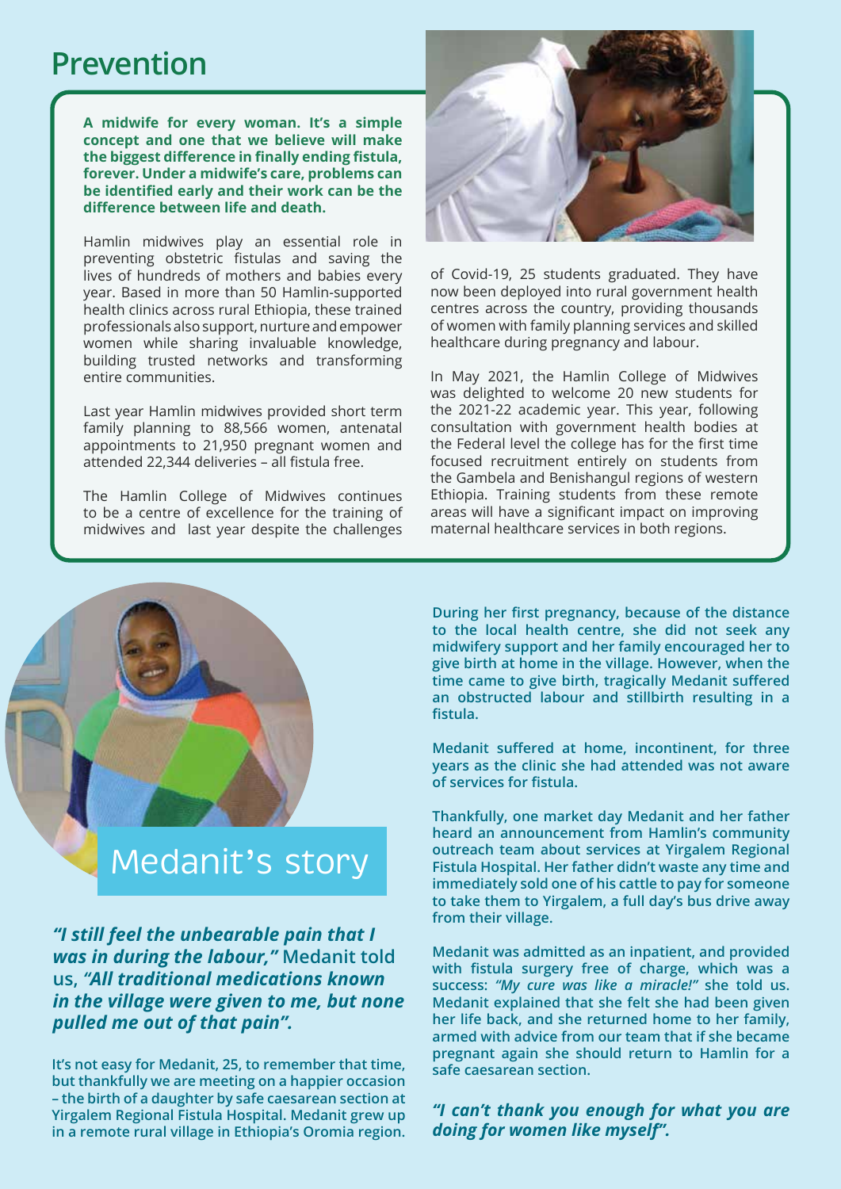# Prevention

**A midwife for every woman. It's a simple concept and one that we believe will make the biggest difference in finally ending fistula, forever. Under a midwife's care, problems can be identified early and their work can be the difference between life and death.**

Hamlin midwives play an essential role in preventing obstetric fistulas and saving the lives of hundreds of mothers and babies every year. Based in more than 50 Hamlin-supported health clinics across rural Ethiopia, these trained professionals also support, nurture and empower women while sharing invaluable knowledge, building trusted networks and transforming entire communities.

Last year Hamlin midwives provided short term family planning to 88,566 women, antenatal appointments to 21,950 pregnant women and attended 22,344 deliveries – all fistula free.

The Hamlin College of Midwives continues to be a centre of excellence for the training of midwives and last year despite the challenges of Covid-19, 25 students graduated. They have now been deployed into rural government health centres across the country, providing thousands of women with family planning services and skilled healthcare during pregnancy and labour.

In May 2021, the Hamlin College of Midwives was delighted to welcome 20 new students for the 2021-22 academic year. This year, following consultation with government health bodies at the Federal level the college has for the first time focused recruitment entirely on students from the Gambela and Benishangul regions of western Ethiopia. Training students from these remote areas will have a significant impact on improving maternal healthcare services in both regions.

## Medanit's story

***"I still feel the unbearable pain that I was in during the labour,"*** Medanit told us, ***"All traditional medications known in the village were given to me, but none pulled me out of that pain".***

**It's not easy for Medanit, 25, to remember that time, but thankfully we are meeting on a happier occasion – the birth of a daughter by safe caesarean section at Yirgalem Regional Fistula Hospital. Medanit grew up in a remote rural village in Ethiopia's Oromia region.**

**During her first pregnancy, because of the distance to the local health centre, she did not seek any midwifery support and her family encouraged her to give birth at home in the village. However, when the time came to give birth, tragically Medanit suffered an obstructed labour and stillbirth resulting in a fistula.**

**Medanit suffered at home, incontinent, for three years as the clinic she had attended was not aware of services for fistula.**

**Thankfully, one market day Medanit and her father heard an announcement from Hamlin's community outreach team about services at Yirgalem Regional Fistula Hospital. Her father didn't waste any time and immediately sold one of his cattle to pay for someone to take them to Yirgalem, a full day's bus drive away from their village.**

**Medanit was admitted as an inpatient, and provided with fistula surgery free of charge, which was a success: *"My cure was like a miracle!"* she told us. Medanit explained that she felt she had been given her life back, and she returned home to her family, armed with advice from our team that if she became pregnant again she should return to Hamlin for a safe caesarean section.**

***"I can't thank you enough for what you are doing for women like myself".***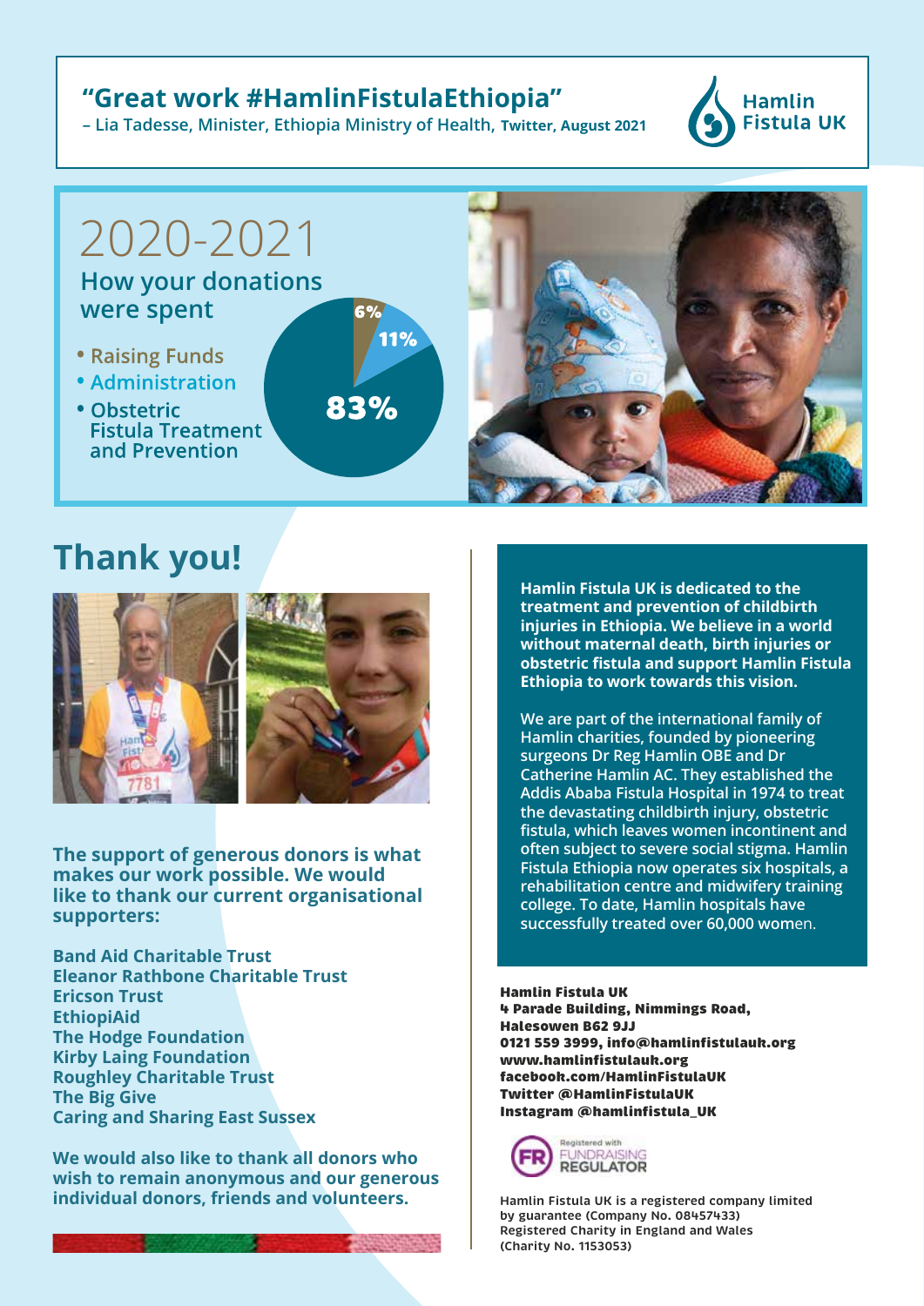**"Great work #HamlinFistulaEthiopia"**

– Lia Tadesse, Minister, Ethiopia Ministry of Health, Twitter, August 2021

Hamlin Fistula UK

# 2020-2021

## How your donations were spent

- Raising Funds
- Administration
- Obstetric Fistula Treatment and Prevention

6%
11%
83%

# Thank you!

**The support of generous donors is what makes our work possible. We would like to thank our current organisational supporters:**

**Band Aid Charitable Trust**
**Eleanor Rathbone Charitable Trust**
**Ericson Trust**
**EthiopiAid**
**The Hodge Foundation**
**Kirby Laing Foundation**
**Roughley Charitable Trust**
**The Big Give**
**Caring and Sharing East Sussex**

**We would also like to thank all donors who wish to remain anonymous and our generous individual donors, friends and volunteers.**

**Hamlin Fistula UK is dedicated to the treatment and prevention of childbirth injuries in Ethiopia. We believe in a world without maternal death, birth injuries or obstetric fistula and support Hamlin Fistula Ethiopia to work towards this vision.**

We are part of the international family of Hamlin charities, founded by pioneering surgeons Dr Reg Hamlin OBE and Dr Catherine Hamlin AC. They established the Addis Ababa Fistula Hospital in 1974 to treat the devastating childbirth injury, obstetric fistula, which leaves women incontinent and often subject to severe social stigma. Hamlin Fistula Ethiopia now operates six hospitals, a rehabilitation centre and midwifery training college. To date, Hamlin hospitals have successfully treated over 60,000 women.

**Hamlin Fistula UK**
**4 Parade Building, Nimmings Road,**
**Halesowen B62 9JJ**
**0121 559 3999, info@hamlinfistulauk.org**
**www.hamlinfistulauk.org**
**facebook.com/HamlinFistulaUK**
**Twitter @HamlinFistulaUK**
**Instagram @hamlinfistula_UK**

Registered with FUNDRAISING REGULATOR

Hamlin Fistula UK is a registered company limited by guarantee (Company No. 08457433)
Registered Charity in England and Wales (Charity No. 1153053)